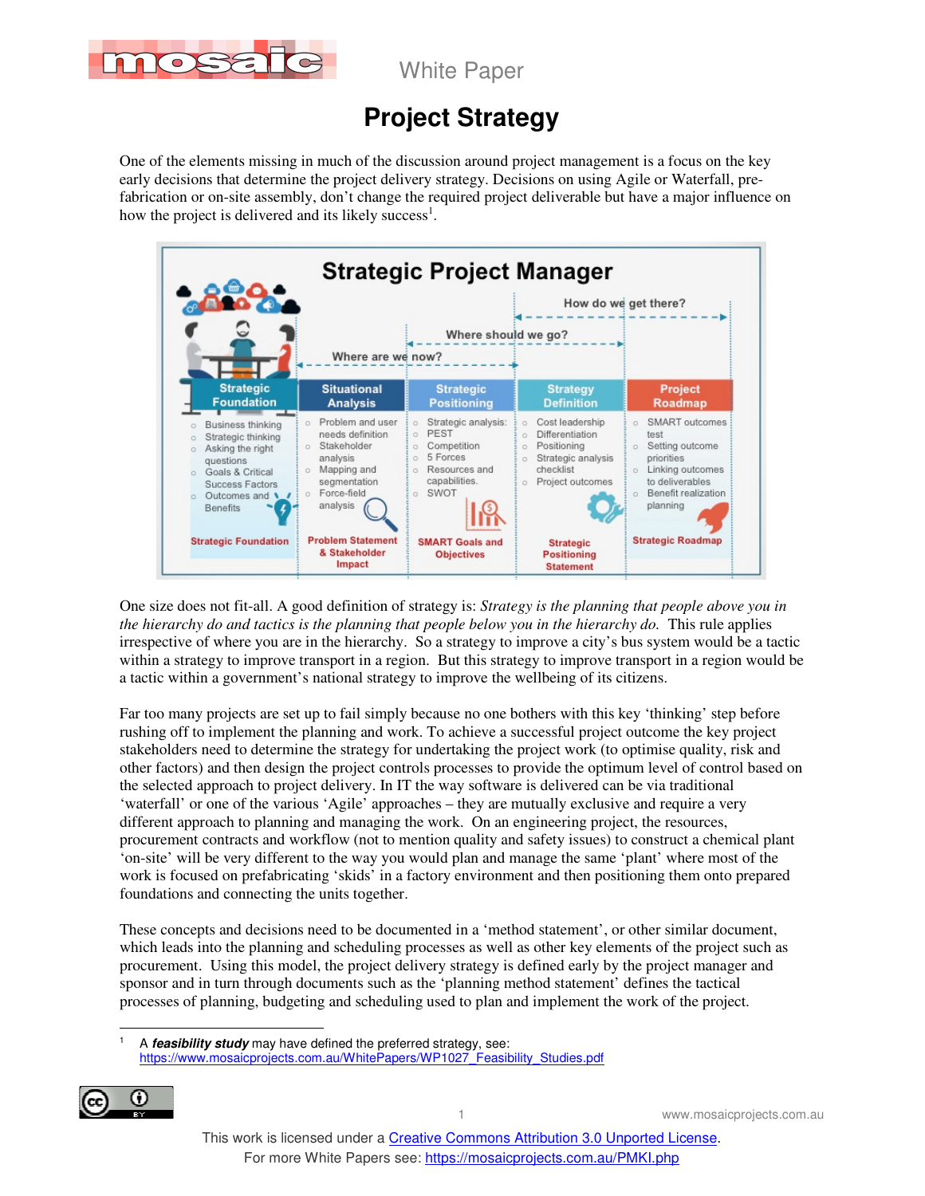White Paper

# Project Strategy

One of the elements missing in much of the discussion around project management is a focus on the key early decisions that determine the project delivery strategy. Decisions on using Agile or Waterfall, pre-fabrication or on-site assembly, don't change the required project deliverable but have a major influence on how the project is delivered and its likely success[1].

**Strategic Project Manager**

Where are we now? — Where should we go? — How do we get there?

| Strategic Foundation | Situational Analysis | Strategic Positioning | Strategy Definition | Project Roadmap |
|---|---|---|---|---|
| Business thinking; Strategic thinking; Asking the right questions; Goals & Critical Success Factors; Outcomes and Benefits | Problem and user needs definition; Stakeholder analysis; Mapping and segmentation; Force-field analysis | Strategic analysis: PEST; Competition; 5 Forces; Resources and capabilities; SWOT | Cost leadership; Differentiation; Positioning; Strategic analysis checklist; Project outcomes | SMART outcomes test; Setting outcome priorities; Linking outcomes to deliverables; Benefit realization planning |
| Strategic Foundation | Problem Statement & Stakeholder Impact | SMART Goals and Objectives | Strategic Positioning Statement | Strategic Roadmap |

One size does not fit-all. A good definition of strategy is: *Strategy is the planning that people above you in the hierarchy do and tactics is the planning that people below you in the hierarchy do.* This rule applies irrespective of where you are in the hierarchy. So a strategy to improve a city's bus system would be a tactic within a strategy to improve transport in a region. But this strategy to improve transport in a region would be a tactic within a government's national strategy to improve the wellbeing of its citizens.

Far too many projects are set up to fail simply because no one bothers with this key 'thinking' step before rushing off to implement the planning and work. To achieve a successful project outcome the key project stakeholders need to determine the strategy for undertaking the project work (to optimise quality, risk and other factors) and then design the project controls processes to provide the optimum level of control based on the selected approach to project delivery. In IT the way software is delivered can be via traditional 'waterfall' or one of the various 'Agile' approaches – they are mutually exclusive and require a very different approach to planning and managing the work. On an engineering project, the resources, procurement contracts and workflow (not to mention quality and safety issues) to construct a chemical plant 'on-site' will be very different to the way you would plan and manage the same 'plant' where most of the work is focused on prefabricating 'skids' in a factory environment and then positioning them onto prepared foundations and connecting the units together.

These concepts and decisions need to be documented in a 'method statement', or other similar document, which leads into the planning and scheduling processes as well as other key elements of the project such as procurement. Using this model, the project delivery strategy is defined early by the project manager and sponsor and in turn through documents such as the 'planning method statement' defines the tactical processes of planning, budgeting and scheduling used to plan and implement the work of the project.

---

[1] A ***feasibility study*** may have defined the preferred strategy, see: https://www.mosaicprojects.com.au/WhitePapers/WP1027_Feasibility_Studies.pdf

This work is licensed under a Creative Commons Attribution 3.0 Unported License.
For more White Papers see: https://mosaicprojects.com.au/PMKI.php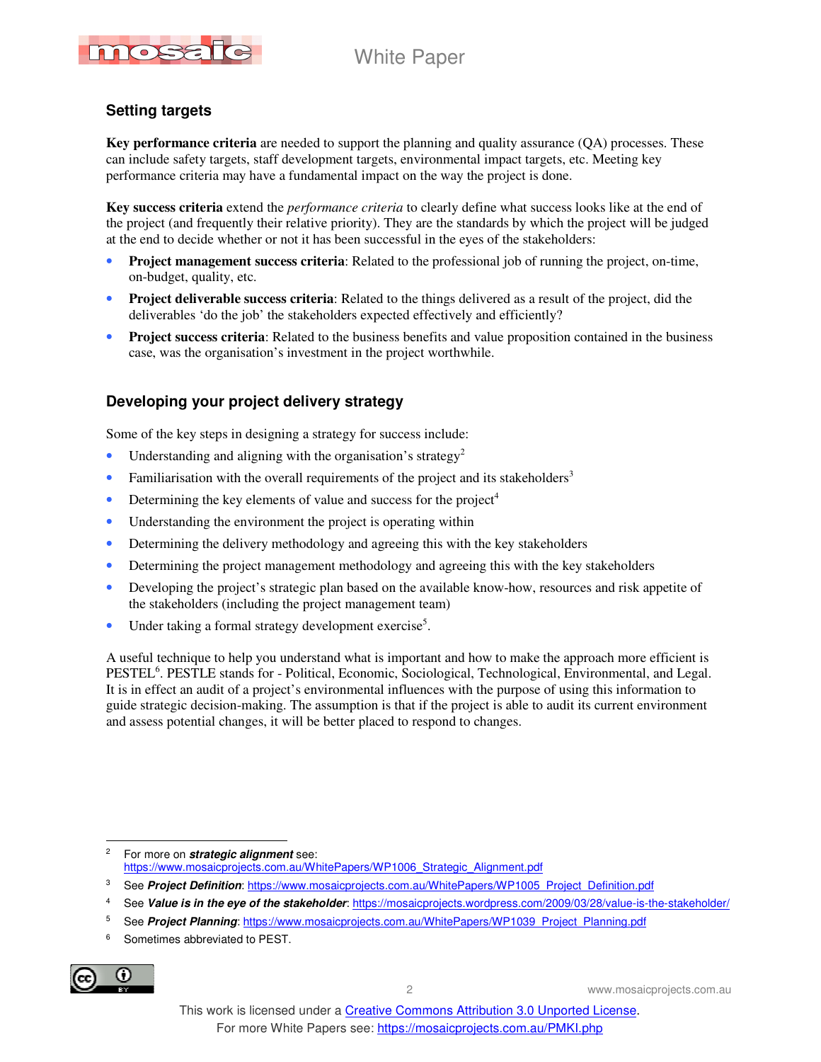## Setting targets

**Key performance criteria** are needed to support the planning and quality assurance (QA) processes. These can include safety targets, staff development targets, environmental impact targets, etc. Meeting key performance criteria may have a fundamental impact on the way the project is done.

**Key success criteria** extend the *performance criteria* to clearly define what success looks like at the end of the project (and frequently their relative priority). They are the standards by which the project will be judged at the end to decide whether or not it has been successful in the eyes of the stakeholders:

- **Project management success criteria**: Related to the professional job of running the project, on-time, on-budget, quality, etc.
- **Project deliverable success criteria**: Related to the things delivered as a result of the project, did the deliverables 'do the job' the stakeholders expected effectively and efficiently?
- **Project success criteria**: Related to the business benefits and value proposition contained in the business case, was the organisation's investment in the project worthwhile.

## Developing your project delivery strategy

Some of the key steps in designing a strategy for success include:

- Understanding and aligning with the organisation's strategy[2]
- Familiarisation with the overall requirements of the project and its stakeholders[3]
- Determining the key elements of value and success for the project[4]
- Understanding the environment the project is operating within
- Determining the delivery methodology and agreeing this with the key stakeholders
- Determining the project management methodology and agreeing this with the key stakeholders
- Developing the project's strategic plan based on the available know-how, resources and risk appetite of the stakeholders (including the project management team)
- Under taking a formal strategy development exercise[5].

A useful technique to help you understand what is important and how to make the approach more efficient is PESTEL[6]. PESTLE stands for - Political, Economic, Sociological, Technological, Environmental, and Legal. It is in effect an audit of a project's environmental influences with the purpose of using this information to guide strategic decision-making. The assumption is that if the project is able to audit its current environment and assess potential changes, it will be better placed to respond to changes.

---

[2] For more on ***strategic alignment*** see: https://www.mosaicprojects.com.au/WhitePapers/WP1006_Strategic_Alignment.pdf

[3] See ***Project Definition***: https://www.mosaicprojects.com.au/WhitePapers/WP1005_Project_Definition.pdf

[4] See ***Value is in the eye of the stakeholder***: https://mosaicprojects.wordpress.com/2009/03/28/value-is-the-stakeholder/

[5] See ***Project Planning***: https://www.mosaicprojects.com.au/WhitePapers/WP1039_Project_Planning.pdf

[6] Sometimes abbreviated to PEST.

This work is licensed under a Creative Commons Attribution 3.0 Unported License.
For more White Papers see: https://mosaicprojects.com.au/PMKI.php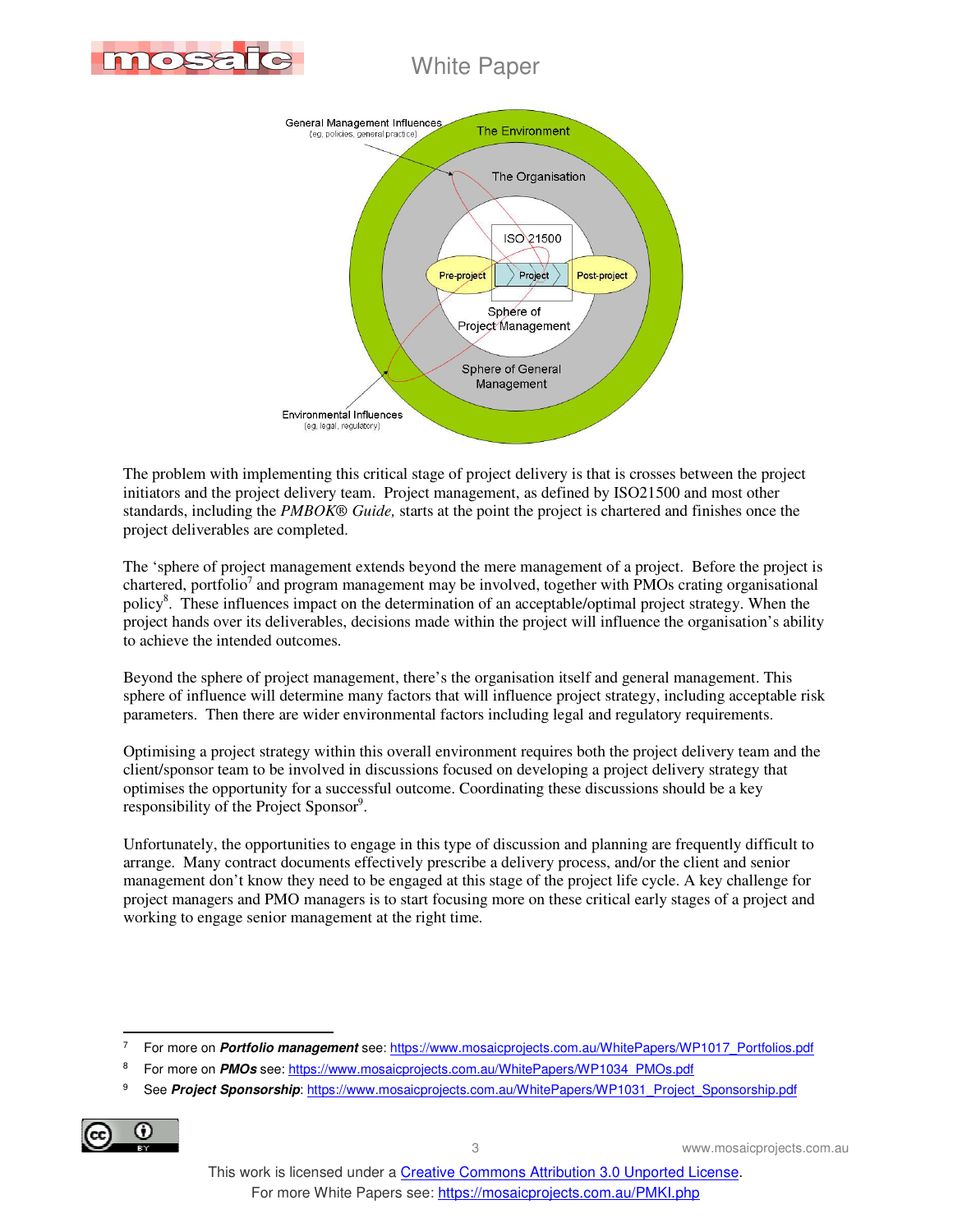The problem with implementing this critical stage of project delivery is that is crosses between the project initiators and the project delivery team. Project management, as defined by ISO21500 and most other standards, including the *PMBOK® Guide,* starts at the point the project is chartered and finishes once the project deliverables are completed.

The 'sphere of project management extends beyond the mere management of a project. Before the project is chartered, portfolio[7] and program management may be involved, together with PMOs crating organisational policy[8]. These influences impact on the determination of an acceptable/optimal project strategy. When the project hands over its deliverables, decisions made within the project will influence the organisation's ability to achieve the intended outcomes.

Beyond the sphere of project management, there's the organisation itself and general management. This sphere of influence will determine many factors that will influence project strategy, including acceptable risk parameters. Then there are wider environmental factors including legal and regulatory requirements.

Optimising a project strategy within this overall environment requires both the project delivery team and the client/sponsor team to be involved in discussions focused on developing a project delivery strategy that optimises the opportunity for a successful outcome. Coordinating these discussions should be a key responsibility of the Project Sponsor[9].

Unfortunately, the opportunities to engage in this type of discussion and planning are frequently difficult to arrange. Many contract documents effectively prescribe a delivery process, and/or the client and senior management don't know they need to be engaged at this stage of the project life cycle. A key challenge for project managers and PMO managers is to start focusing more on these critical early stages of a project and working to engage senior management at the right time.

---

[7] For more on ***Portfolio management*** see: https://www.mosaicprojects.com.au/WhitePapers/WP1017_Portfolios.pdf

[8] For more on ***PMOs*** see: https://www.mosaicprojects.com.au/WhitePapers/WP1034_PMOs.pdf

[9] See ***Project Sponsorship***: https://www.mosaicprojects.com.au/WhitePapers/WP1031_Project_Sponsorship.pdf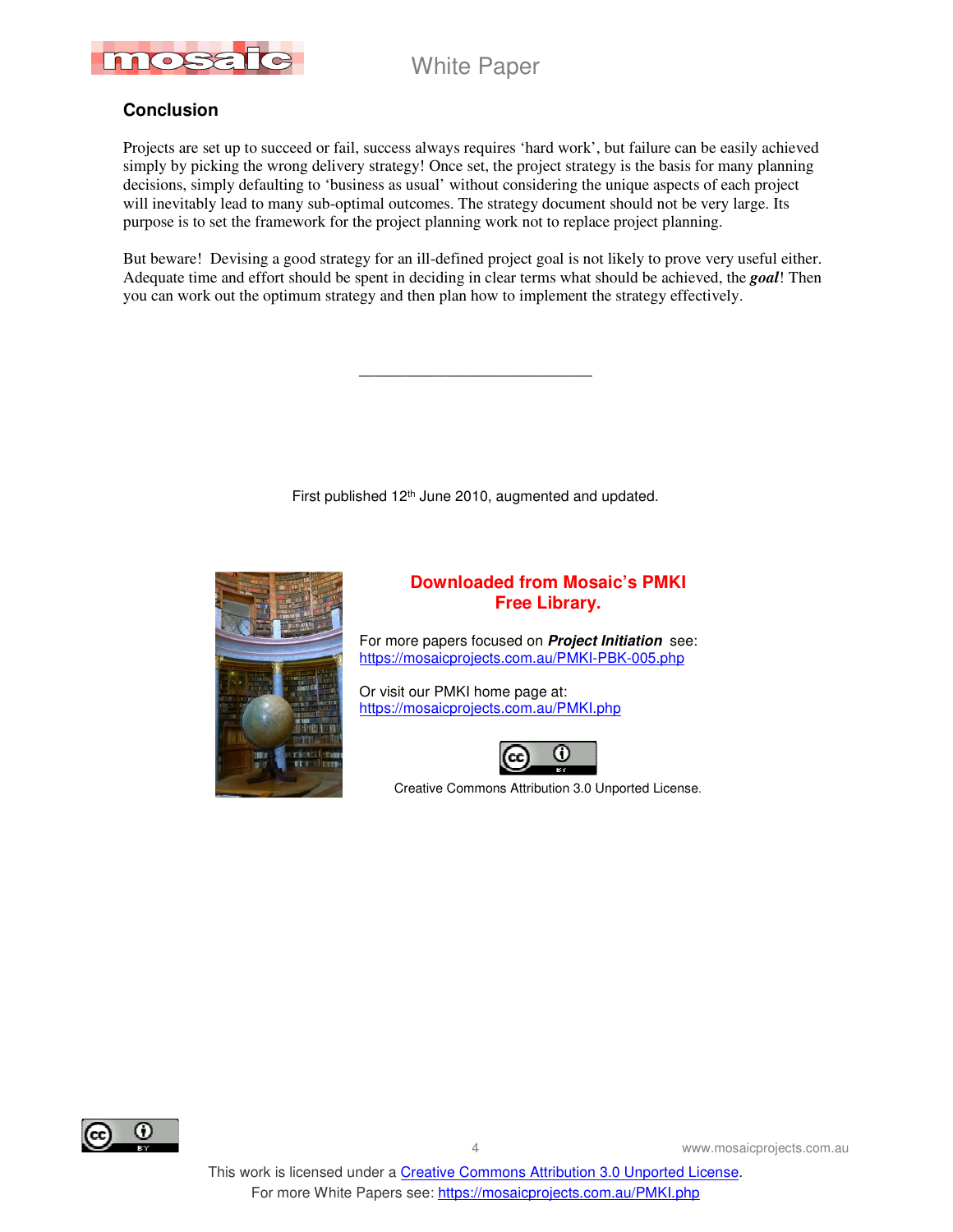## Conclusion

Projects are set up to succeed or fail, success always requires 'hard work', but failure can be easily achieved simply by picking the wrong delivery strategy! Once set, the project strategy is the basis for many planning decisions, simply defaulting to 'business as usual' without considering the unique aspects of each project will inevitably lead to many sub-optimal outcomes. The strategy document should not be very large. Its purpose is to set the framework for the project planning work not to replace project planning.

But beware! Devising a good strategy for an ill-defined project goal is not likely to prove very useful either. Adequate time and effort should be spent in deciding in clear terms what should be achieved, the ***goal***! Then you can work out the optimum strategy and then plan how to implement the strategy effectively.

_____________________________

First published 12th June 2010, augmented and updated.

**Downloaded from Mosaic's PMKI Free Library.**

For more papers focused on ***Project Initiation*** see:
https://mosaicprojects.com.au/PMKI-PBK-005.php

Or visit our PMKI home page at:
https://mosaicprojects.com.au/PMKI.php

Creative Commons Attribution 3.0 Unported License.

This work is licensed under a Creative Commons Attribution 3.0 Unported License.
For more White Papers see: https://mosaicprojects.com.au/PMKI.php